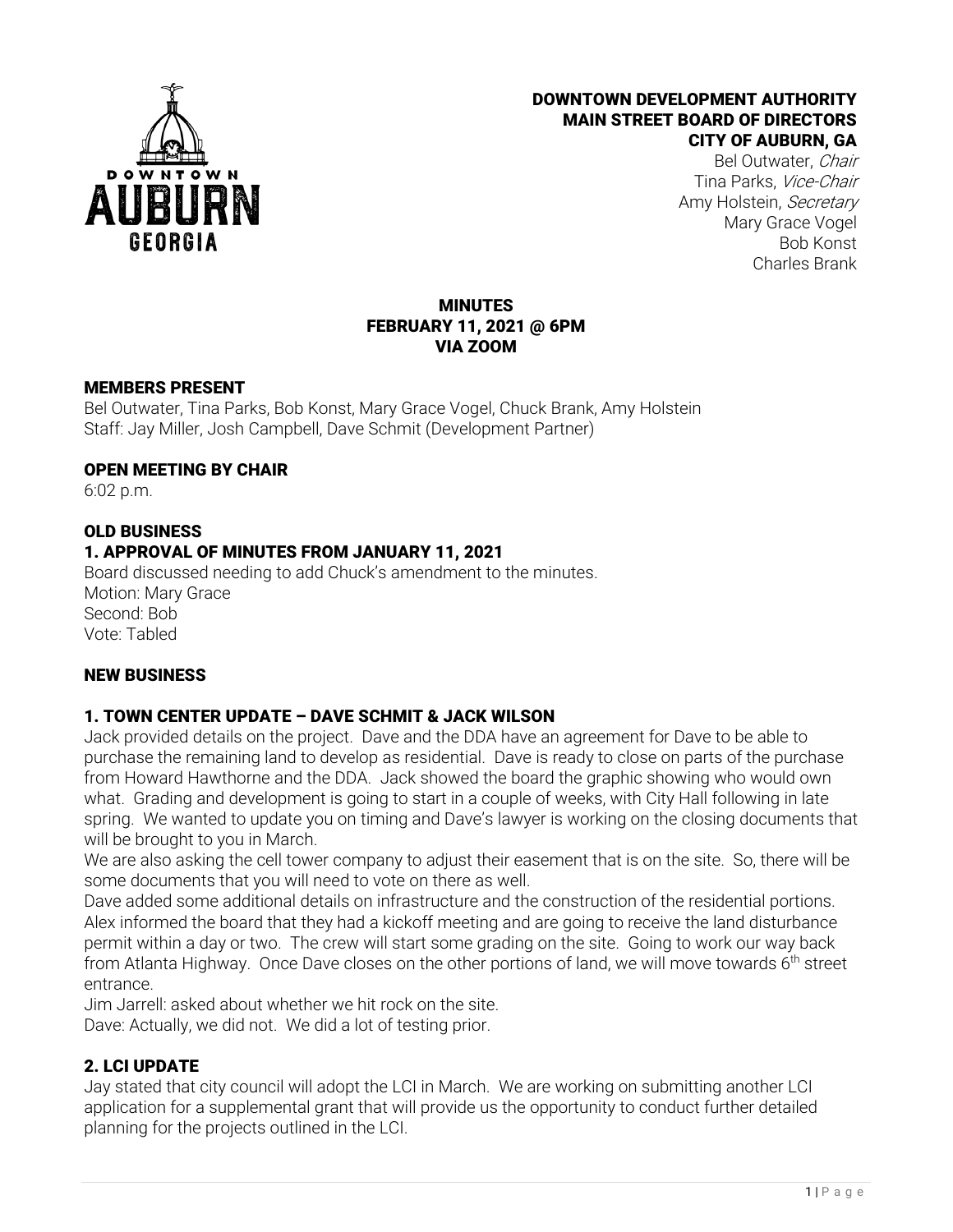# DOWNTOWN DEVELOPMENT AUTHORITY
# MAIN STREET BOARD OF DIRECTORS
# CITY OF AUBURN, GA

Bel Outwater, *Chair*
Tina Parks, *Vice-Chair*
Amy Holstein, *Secretary*
Mary Grace Vogel
Bob Konst
Charles Brank

## MINUTES
## FEBRUARY 11, 2021 @ 6PM
## VIA ZOOM

### MEMBERS PRESENT

Bel Outwater, Tina Parks, Bob Konst, Mary Grace Vogel, Chuck Brank, Amy Holstein
Staff: Jay Miller, Josh Campbell, Dave Schmit (Development Partner)

### OPEN MEETING BY CHAIR

6:02 p.m.

### OLD BUSINESS

### 1. APPROVAL OF MINUTES FROM JANUARY 11, 2021

Board discussed needing to add Chuck's amendment to the minutes.
Motion: Mary Grace
Second: Bob
Vote: Tabled

### NEW BUSINESS

### 1. TOWN CENTER UPDATE – DAVE SCHMIT & JACK WILSON

Jack provided details on the project. Dave and the DDA have an agreement for Dave to be able to purchase the remaining land to develop as residential. Dave is ready to close on parts of the purchase from Howard Hawthorne and the DDA. Jack showed the board the graphic showing who would own what. Grading and development is going to start in a couple of weeks, with City Hall following in late spring. We wanted to update you on timing and Dave's lawyer is working on the closing documents that will be brought to you in March.

We are also asking the cell tower company to adjust their easement that is on the site. So, there will be some documents that you will need to vote on there as well.

Dave added some additional details on infrastructure and the construction of the residential portions.

Alex informed the board that they had a kickoff meeting and are going to receive the land disturbance permit within a day or two. The crew will start some grading on the site. Going to work our way back from Atlanta Highway. Once Dave closes on the other portions of land, we will move towards 6th street entrance.

Jim Jarrell: asked about whether we hit rock on the site.

Dave: Actually, we did not. We did a lot of testing prior.

### 2. LCI UPDATE

Jay stated that city council will adopt the LCI in March. We are working on submitting another LCI application for a supplemental grant that will provide us the opportunity to conduct further detailed planning for the projects outlined in the LCI.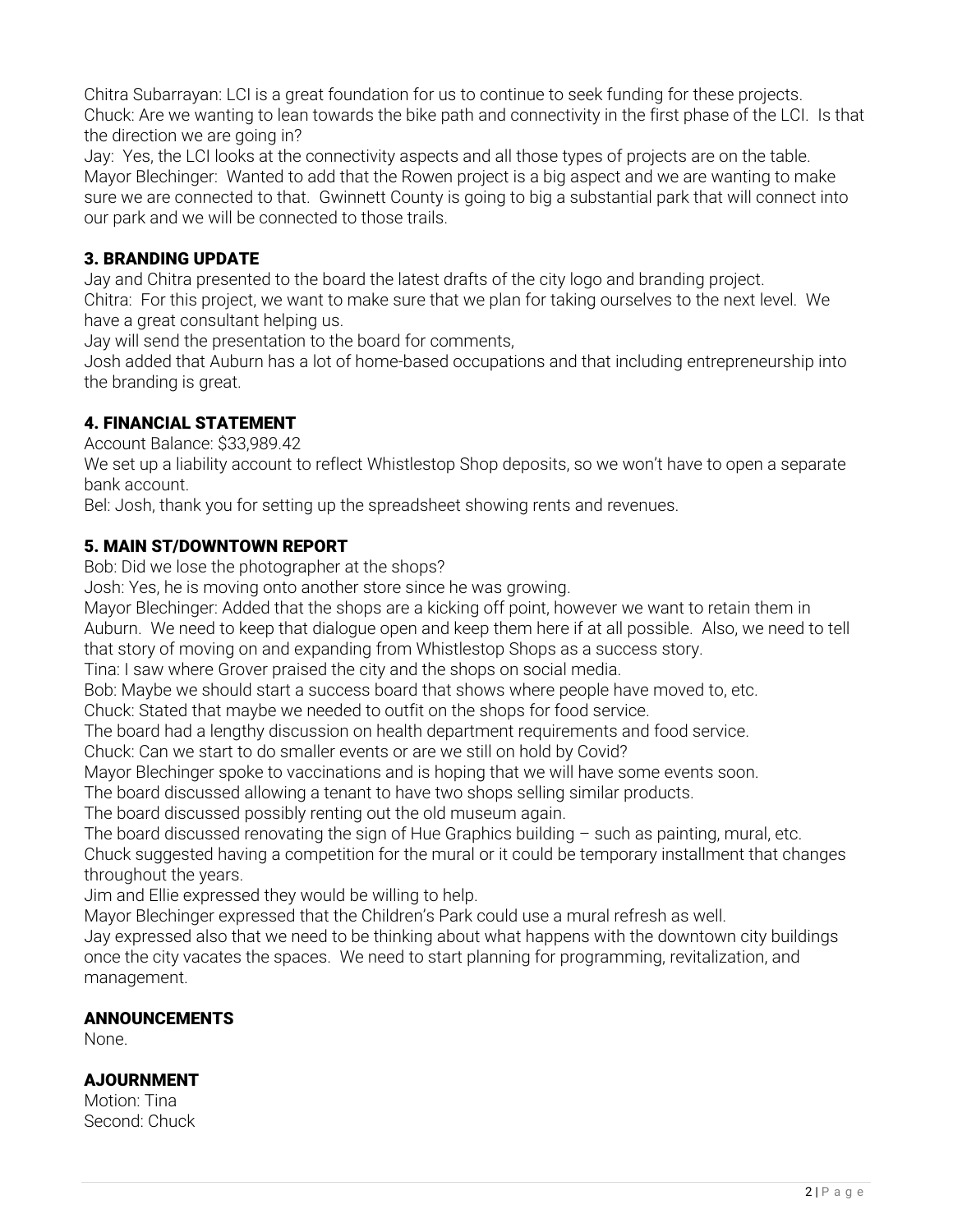Chitra Subarrayan: LCI is a great foundation for us to continue to seek funding for these projects.
Chuck: Are we wanting to lean towards the bike path and connectivity in the first phase of the LCI. Is that the direction we are going in?
Jay: Yes, the LCI looks at the connectivity aspects and all those types of projects are on the table.
Mayor Blechinger: Wanted to add that the Rowen project is a big aspect and we are wanting to make sure we are connected to that. Gwinnett County is going to big a substantial park that will connect into our park and we will be connected to those trails.

## 3. BRANDING UPDATE

Jay and Chitra presented to the board the latest drafts of the city logo and branding project.
Chitra: For this project, we want to make sure that we plan for taking ourselves to the next level. We have a great consultant helping us.
Jay will send the presentation to the board for comments,
Josh added that Auburn has a lot of home-based occupations and that including entrepreneurship into the branding is great.

## 4. FINANCIAL STATEMENT

Account Balance: $33,989.42
We set up a liability account to reflect Whistlestop Shop deposits, so we won't have to open a separate bank account.
Bel: Josh, thank you for setting up the spreadsheet showing rents and revenues.

## 5. MAIN ST/DOWNTOWN REPORT

Bob: Did we lose the photographer at the shops?
Josh: Yes, he is moving onto another store since he was growing.
Mayor Blechinger: Added that the shops are a kicking off point, however we want to retain them in Auburn. We need to keep that dialogue open and keep them here if at all possible. Also, we need to tell that story of moving on and expanding from Whistlestop Shops as a success story.
Tina: I saw where Grover praised the city and the shops on social media.
Bob: Maybe we should start a success board that shows where people have moved to, etc.
Chuck: Stated that maybe we needed to outfit on the shops for food service.
The board had a lengthy discussion on health department requirements and food service.
Chuck: Can we start to do smaller events or are we still on hold by Covid?
Mayor Blechinger spoke to vaccinations and is hoping that we will have some events soon.
The board discussed allowing a tenant to have two shops selling similar products.
The board discussed possibly renting out the old museum again.
The board discussed renovating the sign of Hue Graphics building – such as painting, mural, etc.
Chuck suggested having a competition for the mural or it could be temporary installment that changes throughout the years.
Jim and Ellie expressed they would be willing to help.
Mayor Blechinger expressed that the Children's Park could use a mural refresh as well.
Jay expressed also that we need to be thinking about what happens with the downtown city buildings once the city vacates the spaces. We need to start planning for programming, revitalization, and management.

## ANNOUNCEMENTS

None.

## AJOURNMENT

Motion: Tina
Second: Chuck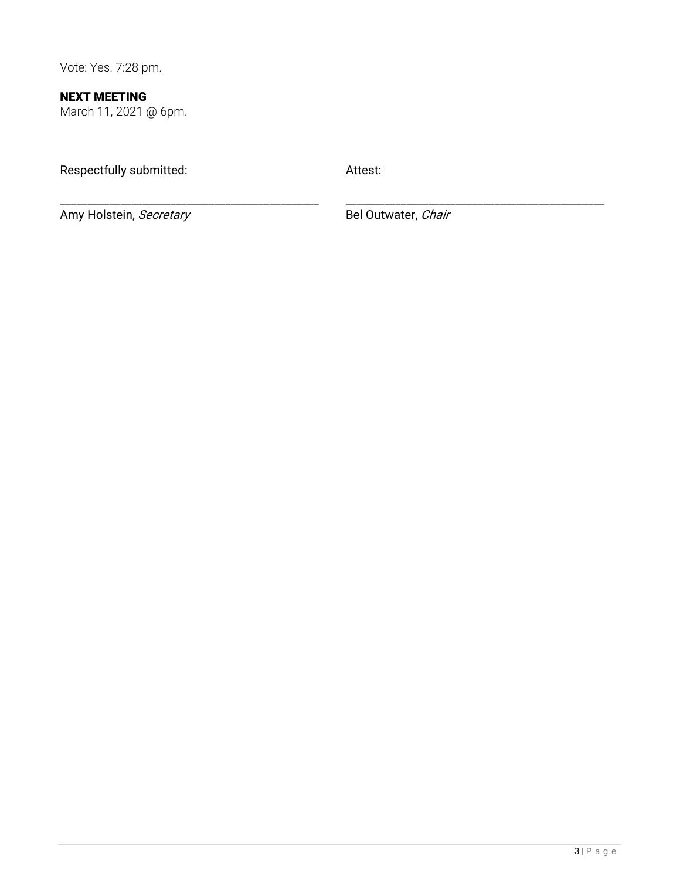Vote: Yes. 7:28 pm.

## NEXT MEETING

March 11, 2021 @ 6pm.

Respectfully submitted:

\_\_\_\_\_\_\_\_\_\_\_\_\_\_\_\_\_\_\_\_\_\_\_\_\_\_\_\_\_\_\_\_\_\_\_\_\_\_\_\_

Amy Holstein, *Secretary*

Attest:

\_\_\_\_\_\_\_\_\_\_\_\_\_\_\_\_\_\_\_\_\_\_\_\_\_\_\_\_\_\_\_\_\_\_\_\_\_\_\_\_

Bel Outwater, *Chair*